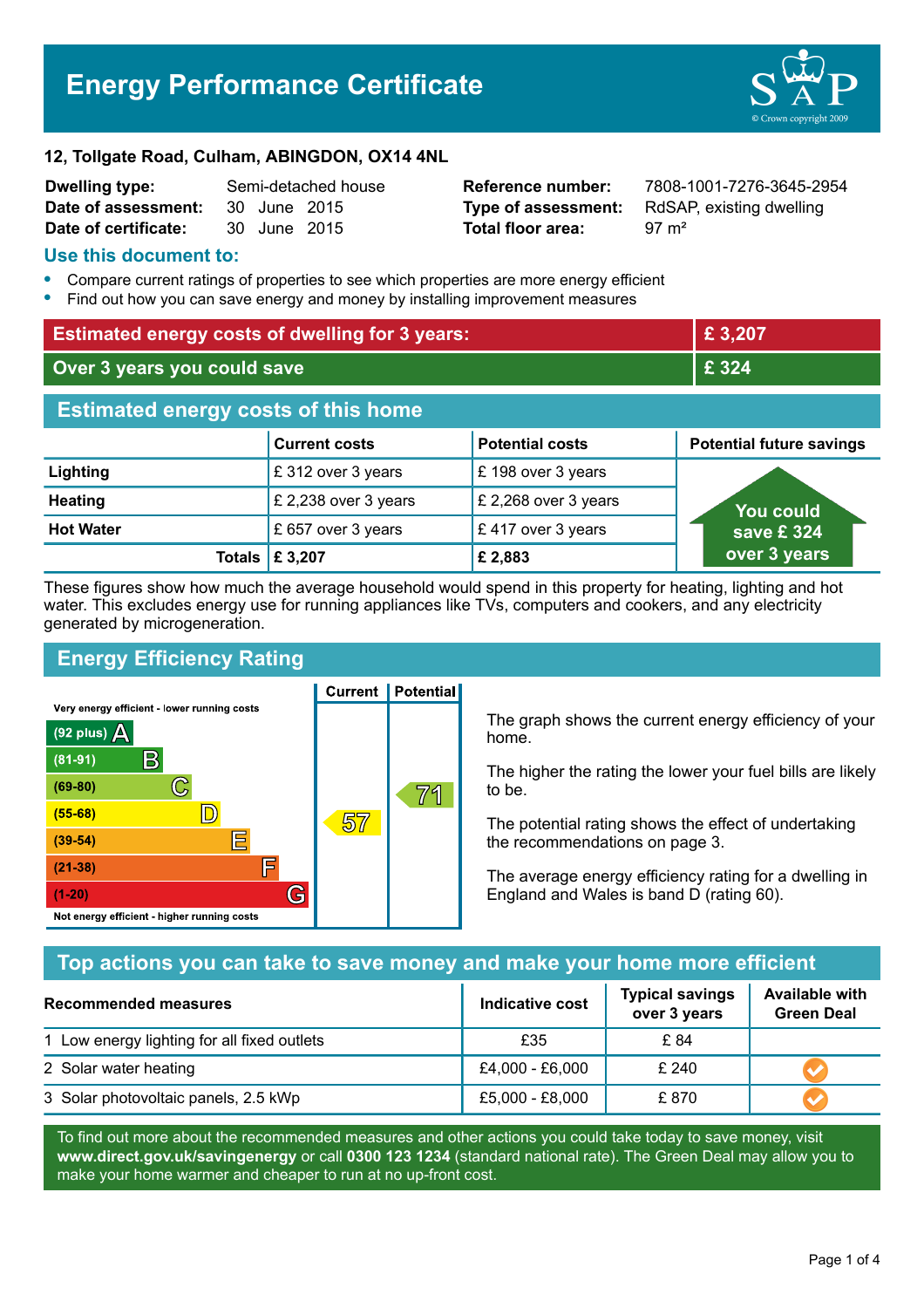# Energy Performance Certificate

**12, Tollgate Road, Culham, ABINGDON, OX14 4NL**

| | | | |
|---|---|---|---|
| **Dwelling type:** | Semi-detached house | **Reference number:** | 7808-1001-7276-3645-2954 |
| **Date of assessment:** | 30 June 2015 | **Type of assessment:** | RdSAP, existing dwelling |
| **Date of certificate:** | 30 June 2015 | **Total floor area:** | 97 m² |

## Use this document to:

- Compare current ratings of properties to see which properties are more energy efficient
- Find out how you can save energy and money by installing improvement measures

| | |
|---|---|
| **Estimated energy costs of dwelling for 3 years:** | **£ 3,207** |
| **Over 3 years you could save** | **£ 324** |

## Estimated energy costs of this home

| | Current costs | Potential costs | Potential future savings |
|---|---|---|---|
| **Lighting** | £ 312 over 3 years | £ 198 over 3 years | You could save £ 324 over 3 years |
| **Heating** | £ 2,238 over 3 years | £ 2,268 over 3 years | |
| **Hot Water** | £ 657 over 3 years | £ 417 over 3 years | |
| **Totals** | **£ 3,207** | **£ 2,883** | |

These figures show how much the average household would spend in this property for heating, lighting and hot water. This excludes energy use for running appliances like TVs, computers and cookers, and any electricity generated by microgeneration.

## Energy Efficiency Rating

| Rating band | Current | Potential |
|---|---|---|
| Very energy efficient - lower running costs | | |
| (92 plus) A | | |
| (81-91) B | | |
| (69-80) C | | 71 |
| (55-68) D | 57 | |
| (39-54) E | | |
| (21-38) F | | |
| (1-20) G | | |
| Not energy efficient - higher running costs | | |

The graph shows the current energy efficiency of your home.

The higher the rating the lower your fuel bills are likely to be.

The potential rating shows the effect of undertaking the recommendations on page 3.

The average energy efficiency rating for a dwelling in England and Wales is band D (rating 60).

## Top actions you can take to save money and make your home more efficient

| Recommended measures | Indicative cost | Typical savings over 3 years | Available with Green Deal |
|---|---|---|---|
| 1 Low energy lighting for all fixed outlets | £35 | £ 84 | |
| 2 Solar water heating | £4,000 - £6,000 | £ 240 | ✔ |
| 3 Solar photovoltaic panels, 2.5 kWp | £5,000 - £8,000 | £ 870 | ✔ |

To find out more about the recommended measures and other actions you could take today to save money, visit **www.direct.gov.uk/savingenergy** or call **0300 123 1234** (standard national rate). The Green Deal may allow you to make your home warmer and cheaper to run at no up-front cost.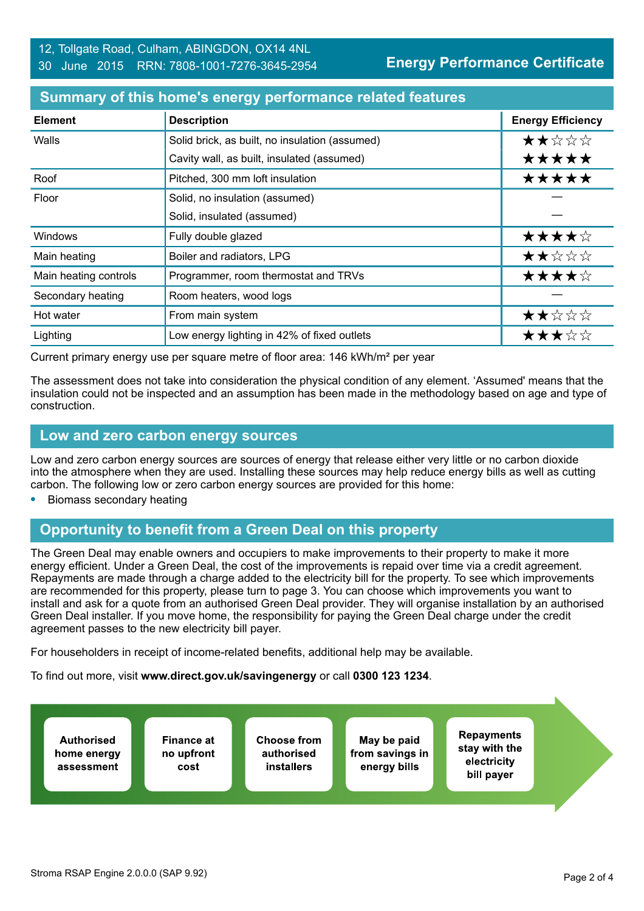12, Tollgate Road, Culham, ABINGDON, OX14 4NL
30 June 2015 RRN: 7808-1001-7276-3645-2954

**Energy Performance Certificate**

## Summary of this home's energy performance related features

| Element | Description | Energy Efficiency |
|---|---|---|
| Walls | Solid brick, as built, no insulation (assumed) | ★★☆☆☆ |
| | Cavity wall, as built, insulated (assumed) | ★★★★★ |
| Roof | Pitched, 300 mm loft insulation | ★★★★★ |
| Floor | Solid, no insulation (assumed) | — |
| | Solid, insulated (assumed) | — |
| Windows | Fully double glazed | ★★★★☆ |
| Main heating | Boiler and radiators, LPG | ★★☆☆☆ |
| Main heating controls | Programmer, room thermostat and TRVs | ★★★★☆ |
| Secondary heating | Room heaters, wood logs | — |
| Hot water | From main system | ★★☆☆☆ |
| Lighting | Low energy lighting in 42% of fixed outlets | ★★★☆☆ |

Current primary energy use per square metre of floor area: 146 kWh/m² per year

The assessment does not take into consideration the physical condition of any element. 'Assumed' means that the insulation could not be inspected and an assumption has been made in the methodology based on age and type of construction.

## Low and zero carbon energy sources

Low and zero carbon energy sources are sources of energy that release either very little or no carbon dioxide into the atmosphere when they are used. Installing these sources may help reduce energy bills as well as cutting carbon. The following low or zero carbon energy sources are provided for this home:

- Biomass secondary heating

## Opportunity to benefit from a Green Deal on this property

The Green Deal may enable owners and occupiers to make improvements to their property to make it more energy efficient. Under a Green Deal, the cost of the improvements is repaid over time via a credit agreement. Repayments are made through a charge added to the electricity bill for the property. To see which improvements are recommended for this property, please turn to page 3. You can choose which improvements you want to install and ask for a quote from an authorised Green Deal provider. They will organise installation by an authorised Green Deal installer. If you move home, the responsibility for paying the Green Deal charge under the credit agreement passes to the new electricity bill payer.

For householders in receipt of income-related benefits, additional help may be available.

To find out more, visit **www.direct.gov.uk/savingenergy** or call **0300 123 1234**.

**Authorised home energy assessment** → **Finance at no upfront cost** → **Choose from authorised installers** → **May be paid from savings in energy bills** → **Repayments stay with the electricity bill payer**

Stroma RSAP Engine 2.0.0.0 (SAP 9.92)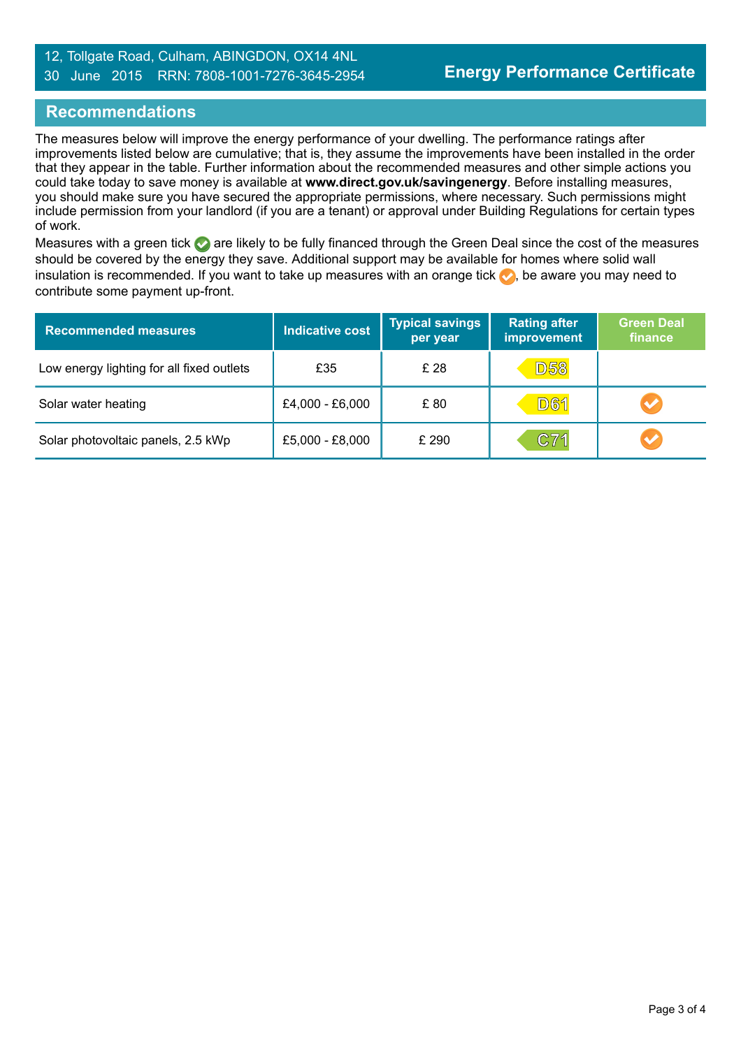12, Tollgate Road, Culham, ABINGDON, OX14 4NL
30 June 2015 RRN: 7808-1001-7276-3645-2954

**Energy Performance Certificate**

## Recommendations

The measures below will improve the energy performance of your dwelling. The performance ratings after improvements listed below are cumulative; that is, they assume the improvements have been installed in the order that they appear in the table. Further information about the recommended measures and other simple actions you could take today to save money is available at **www.direct.gov.uk/savingenergy**. Before installing measures, you should make sure you have secured the appropriate permissions, where necessary. Such permissions might include permission from your landlord (if you are a tenant) or approval under Building Regulations for certain types of work.

Measures with a green tick are likely to be fully financed through the Green Deal since the cost of the measures should be covered by the energy they save. Additional support may be available for homes where solid wall insulation is recommended. If you want to take up measures with an orange tick, be aware you may need to contribute some payment up-front.

| Recommended measures | Indicative cost | Typical savings per year | Rating after improvement | Green Deal finance |
|---|---|---|---|---|
| Low energy lighting for all fixed outlets | £35 | £ 28 | D58 | |
| Solar water heating | £4,000 - £6,000 | £ 80 | D61 | Orange tick |
| Solar photovoltaic panels, 2.5 kWp | £5,000 - £8,000 | £ 290 | C71 | Orange tick |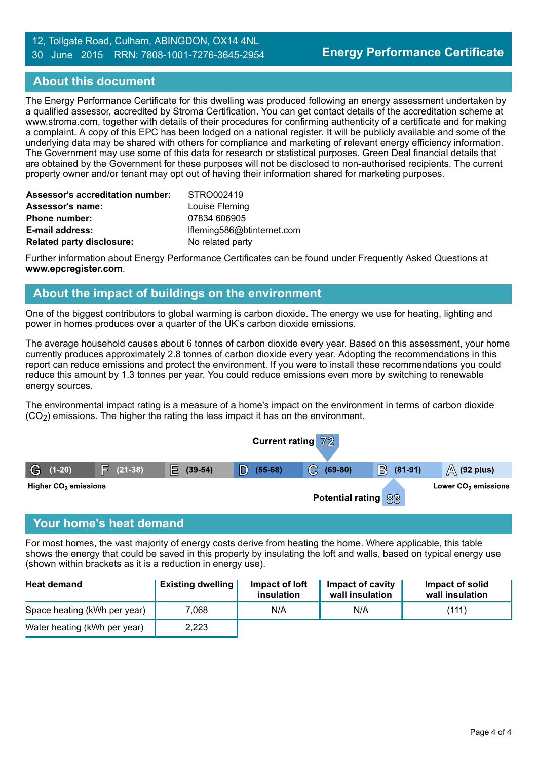12, Tollgate Road, Culham, ABINGDON, OX14 4NL
30 June 2015 RRN: 7808-1001-7276-3645-2954

**Energy Performance Certificate**

## About this document

The Energy Performance Certificate for this dwelling was produced following an energy assessment undertaken by a qualified assessor, accredited by Stroma Certification. You can get contact details of the accreditation scheme at www.stroma.com, together with details of their procedures for confirming authenticity of a certificate and for making a complaint. A copy of this EPC has been lodged on a national register. It will be publicly available and some of the underlying data may be shared with others for compliance and marketing of relevant energy efficiency information. The Government may use some of this data for research or statistical purposes. Green Deal financial details that are obtained by the Government for these purposes will not be disclosed to non-authorised recipients. The current property owner and/or tenant may opt out of having their information shared for marketing purposes.

| | |
|---|---|
| **Assessor's accreditation number:** | STRO002419 |
| **Assessor's name:** | Louise Fleming |
| **Phone number:** | 07834 606905 |
| **E-mail address:** | lfleming586@btinternet.com |
| **Related party disclosure:** | No related party |

Further information about Energy Performance Certificates can be found under Frequently Asked Questions at **www.epcregister.com**.

## About the impact of buildings on the environment

One of the biggest contributors to global warming is carbon dioxide. The energy we use for heating, lighting and power in homes produces over a quarter of the UK's carbon dioxide emissions.

The average household causes about 6 tonnes of carbon dioxide every year. Based on this assessment, your home currently produces approximately 2.8 tonnes of carbon dioxide every year. Adopting the recommendations in this report can reduce emissions and protect the environment. If you were to install these recommendations you could reduce this amount by 1.3 tonnes per year. You could reduce emissions even more by switching to renewable energy sources.

The environmental impact rating is a measure of a home's impact on the environment in terms of carbon dioxide ($CO_2$) emissions. The higher the rating the less impact it has on the environment.

Current rating 72

G (1-20) F (21-38) E (39-54) D (55-68) C (69-80) B (81-91) A (92 plus)

Higher $CO_2$ emissions

Lower $CO_2$ emissions

Potential rating 83

## Your home's heat demand

For most homes, the vast majority of energy costs derive from heating the home. Where applicable, this table shows the energy that could be saved in this property by insulating the loft and walls, based on typical energy use (shown within brackets as it is a reduction in energy use).

| Heat demand | Existing dwelling | Impact of loft insulation | Impact of cavity wall insulation | Impact of solid wall insulation |
|---|---|---|---|---|
| Space heating (kWh per year) | 7,068 | N/A | N/A | (111) |
| Water heating (kWh per year) | 2,223 | | | |